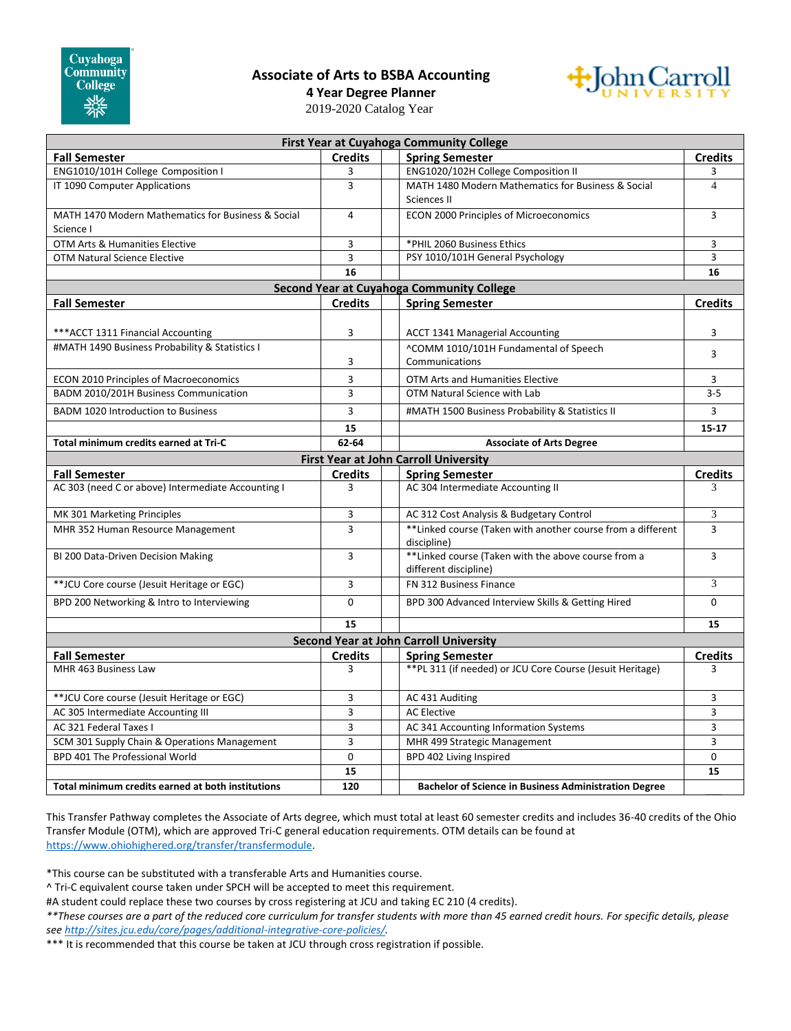# Associate of Arts to BSBA Accounting

## 4 Year Degree Planner

2019-2020 Catalog Year

| Fall Semester | Credits | | Spring Semester | Credits |
|---|---|---|---|---|
| **First Year at Cuyahoga Community College** | | | | |
| ENG1010/101H College Composition I | 3 | | ENG1020/102H College Composition II | 3 |
| IT 1090 Computer Applications | 3 | | MATH 1480 Modern Mathematics for Business & Social Sciences II | 4 |
| MATH 1470 Modern Mathematics for Business & Social Science I | 4 | | ECON 2000 Principles of Microeconomics | 3 |
| OTM Arts & Humanities Elective | 3 | | *PHIL 2060 Business Ethics | 3 |
| OTM Natural Science Elective | 3 | | PSY 1010/101H General Psychology | 3 |
| | **16** | | | **16** |
| **Second Year at Cuyahoga Community College** | | | | |
| **Fall Semester** | **Credits** | | **Spring Semester** | **Credits** |
| ***ACCT 1311 Financial Accounting | 3 | | ACCT 1341 Managerial Accounting | 3 |
| #MATH 1490 Business Probability & Statistics I | 3 | | ^COMM 1010/101H Fundamental of Speech Communications | 3 |
| ECON 2010 Principles of Macroeconomics | 3 | | OTM Arts and Humanities Elective | 3 |
| BADM 2010/201H Business Communication | 3 | | OTM Natural Science with Lab | 3-5 |
| BADM 1020 Introduction to Business | 3 | | #MATH 1500 Business Probability & Statistics II | 3 |
| | **15** | | | **15-17** |
| **Total minimum credits earned at Tri-C** | **62-64** | | **Associate of Arts Degree** | |
| **First Year at John Carroll University** | | | | |
| **Fall Semester** | **Credits** | | **Spring Semester** | **Credits** |
| AC 303 (need C or above) Intermediate Accounting I | 3 | | AC 304 Intermediate Accounting II | 3 |
| MK 301 Marketing Principles | 3 | | AC 312 Cost Analysis & Budgetary Control | 3 |
| MHR 352 Human Resource Management | 3 | | **Linked course (Taken with another course from a different discipline) | 3 |
| BI 200 Data-Driven Decision Making | 3 | | **Linked course (Taken with the above course from a different discipline) | 3 |
| **JCU Core course (Jesuit Heritage or EGC) | 3 | | FN 312 Business Finance | 3 |
| BPD 200 Networking & Intro to Interviewing | 0 | | BPD 300 Advanced Interview Skills & Getting Hired | 0 |
| | **15** | | | **15** |
| **Second Year at John Carroll University** | | | | |
| **Fall Semester** | **Credits** | | **Spring Semester** | **Credits** |
| MHR 463 Business Law | 3 | | **PL 311 (if needed) or JCU Core Course (Jesuit Heritage) | 3 |
| **JCU Core course (Jesuit Heritage or EGC) | 3 | | AC 431 Auditing | 3 |
| AC 305 Intermediate Accounting III | 3 | | AC Elective | 3 |
| AC 321 Federal Taxes I | 3 | | AC 341 Accounting Information Systems | 3 |
| SCM 301 Supply Chain & Operations Management | 3 | | MHR 499 Strategic Management | 3 |
| BPD 401 The Professional World | 0 | | BPD 402 Living Inspired | 0 |
| | **15** | | | **15** |
| **Total minimum credits earned at both institutions** | **120** | | **Bachelor of Science in Business Administration Degree** | |

This Transfer Pathway completes the Associate of Arts degree, which must total at least 60 semester credits and includes 36-40 credits of the Ohio Transfer Module (OTM), which are approved Tri-C general education requirements. OTM details can be found at https://www.ohiohighered.org/transfer/transfermodule.

*This course can be substituted with a transferable Arts and Humanities course.
^ Tri-C equivalent course taken under SPCH will be accepted to meet this requirement.
#A student could replace these two courses by cross registering at JCU and taking EC 210 (4 credits).
*\*\*These courses are a part of the reduced core curriculum for transfer students with more than 45 earned credit hours. For specific details, please see http://sites.jcu.edu/core/pages/additional-integrative-core-policies/.*
*** It is recommended that this course be taken at JCU through cross registration if possible.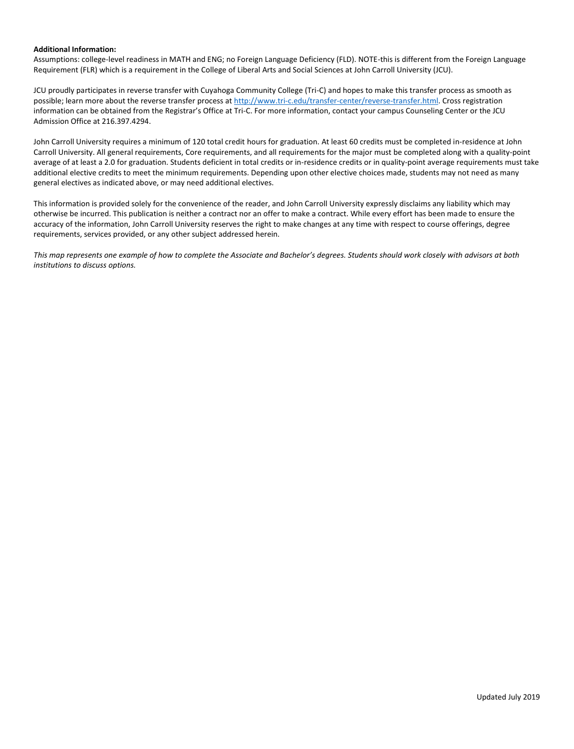**Additional Information:**

Assumptions: college-level readiness in MATH and ENG; no Foreign Language Deficiency (FLD). NOTE-this is different from the Foreign Language Requirement (FLR) which is a requirement in the College of Liberal Arts and Social Sciences at John Carroll University (JCU).

JCU proudly participates in reverse transfer with Cuyahoga Community College (Tri-C) and hopes to make this transfer process as smooth as possible; learn more about the reverse transfer process at [http://www.tri-c.edu/transfer-center/reverse-transfer.html](http://www.tri-c.edu/transfer-center/reverse-transfer.html). Cross registration information can be obtained from the Registrar's Office at Tri-C. For more information, contact your campus Counseling Center or the JCU Admission Office at 216.397.4294.

John Carroll University requires a minimum of 120 total credit hours for graduation. At least 60 credits must be completed in-residence at John Carroll University. All general requirements, Core requirements, and all requirements for the major must be completed along with a quality-point average of at least a 2.0 for graduation. Students deficient in total credits or in-residence credits or in quality-point average requirements must take additional elective credits to meet the minimum requirements. Depending upon other elective choices made, students may not need as many general electives as indicated above, or may need additional electives.

This information is provided solely for the convenience of the reader, and John Carroll University expressly disclaims any liability which may otherwise be incurred. This publication is neither a contract nor an offer to make a contract. While every effort has been made to ensure the accuracy of the information, John Carroll University reserves the right to make changes at any time with respect to course offerings, degree requirements, services provided, or any other subject addressed herein.

*This map represents one example of how to complete the Associate and Bachelor's degrees. Students should work closely with advisors at both institutions to discuss options.*

Updated July 2019